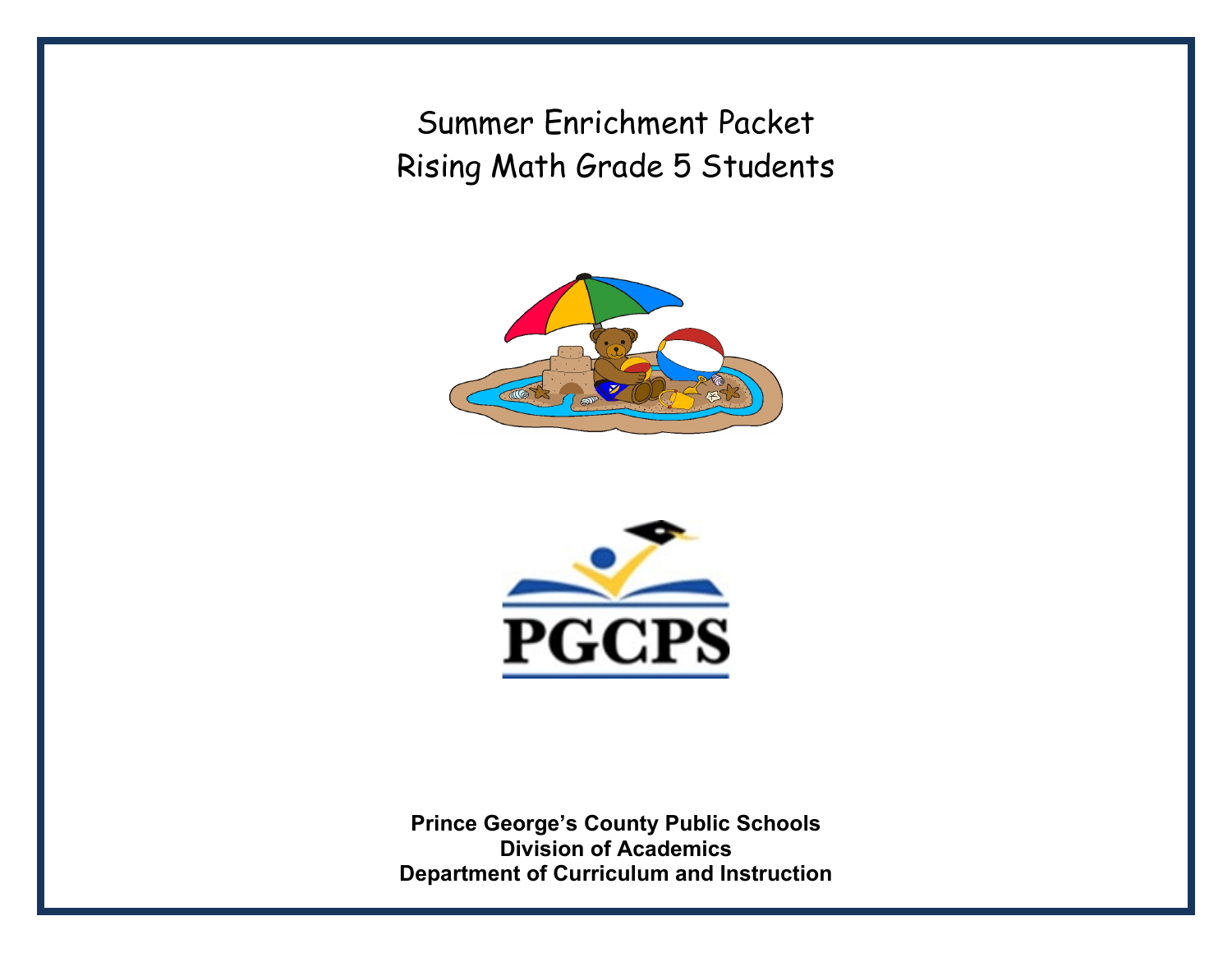# Summer Enrichment Packet
# Rising Math Grade 5 Students

PGCPS

**Prince George's County Public Schools**
**Division of Academics**
**Department of Curriculum and Instruction**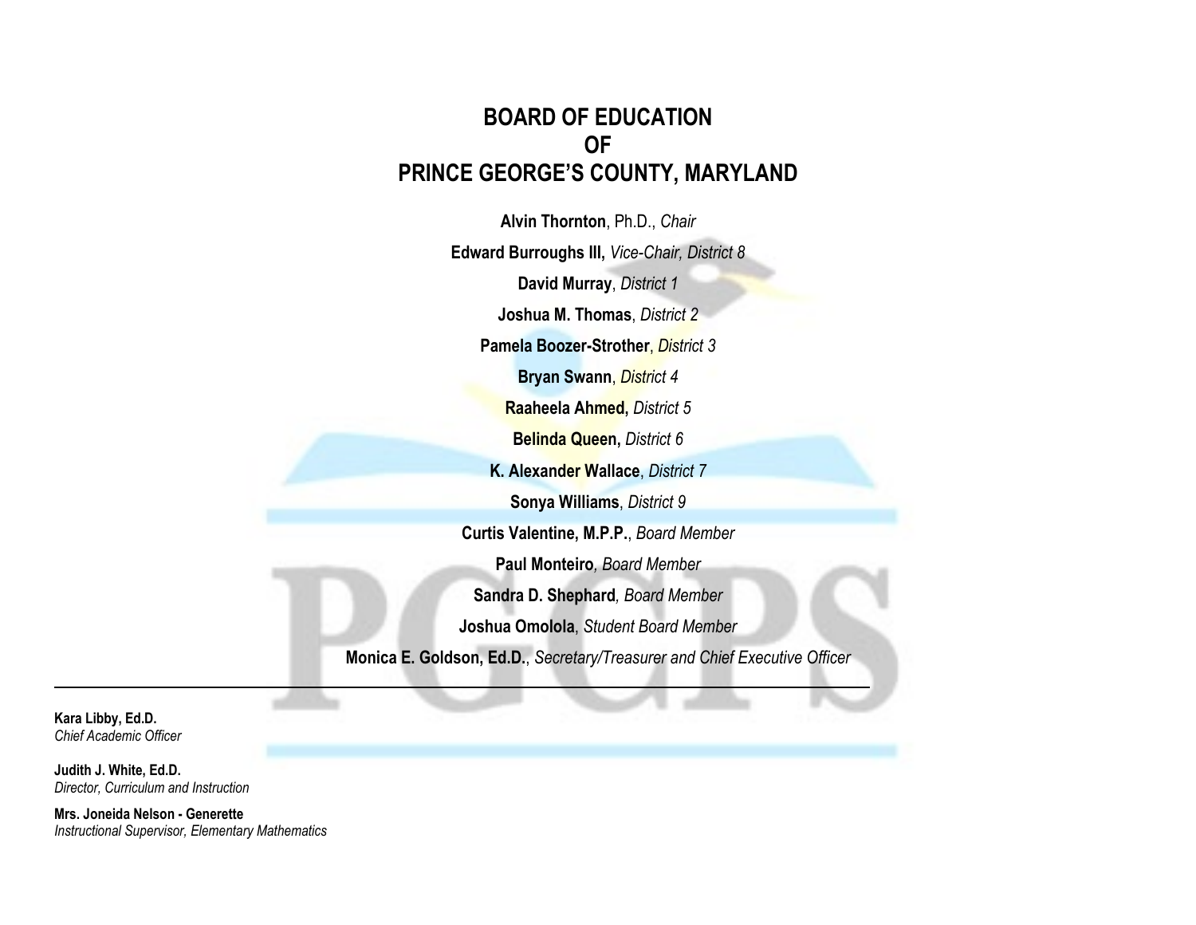# BOARD OF EDUCATION
# OF
# PRINCE GEORGE'S COUNTY, MARYLAND

**Alvin Thornton**, Ph.D., *Chair*

**Edward Burroughs III,** *Vice-Chair, District 8*

**David Murray**, *District 1*

**Joshua M. Thomas**, *District 2*

**Pamela Boozer-Strother**, *District 3*

**Bryan Swann**, *District 4*

**Raaheela Ahmed,** *District 5*

**Belinda Queen,** *District 6*

**K. Alexander Wallace**, *District 7*

**Sonya Williams**, *District 9*

**Curtis Valentine, M.P.P.**, *Board Member*

**Paul Monteiro***, Board Member*

**Sandra D. Shephard***, Board Member*

**Joshua Omolola**, *Student Board Member*

**Monica E. Goldson, Ed.D.**, *Secretary/Treasurer and Chief Executive Officer*

---

**Kara Libby, Ed.D.**
*Chief Academic Officer*

**Judith J. White, Ed.D.**
*Director, Curriculum and Instruction*

**Mrs. Joneida Nelson - Generette**
*Instructional Supervisor, Elementary Mathematics*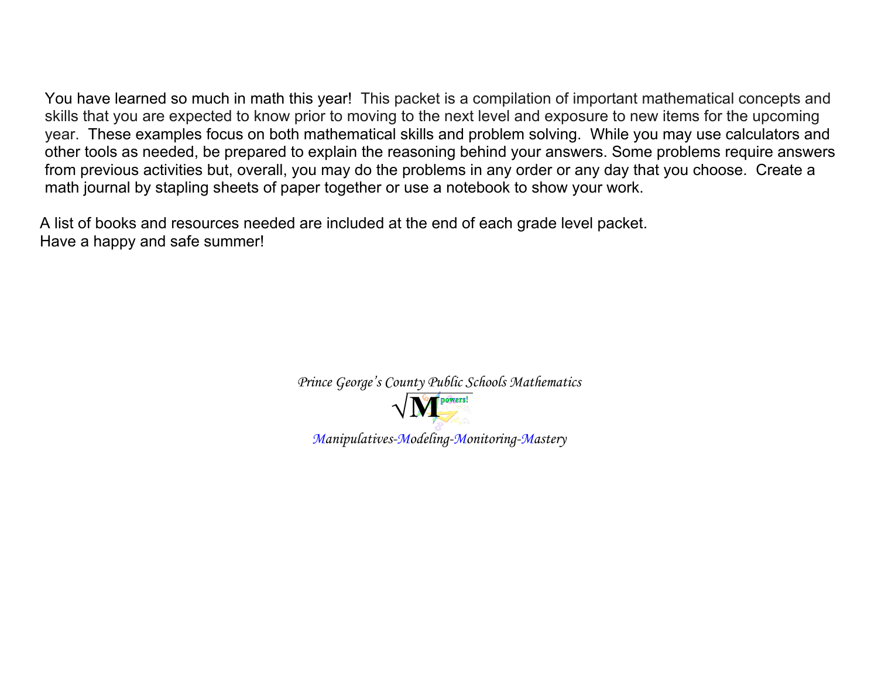You have learned so much in math this year! This packet is a compilation of important mathematical concepts and skills that you are expected to know prior to moving to the next level and exposure to new items for the upcoming year. These examples focus on both mathematical skills and problem solving. While you may use calculators and other tools as needed, be prepared to explain the reasoning behind your answers. Some problems require answers from previous activities but, overall, you may do the problems in any order or any day that you choose. Create a math journal by stapling sheets of paper together or use a notebook to show your work.

A list of books and resources needed are included at the end of each grade level packet.
Have a happy and safe summer!

*Prince George's County Public Schools Mathematics*

$\sqrt{M}$ powers!

*Manipulatives-Modeling-Monitoring-Mastery*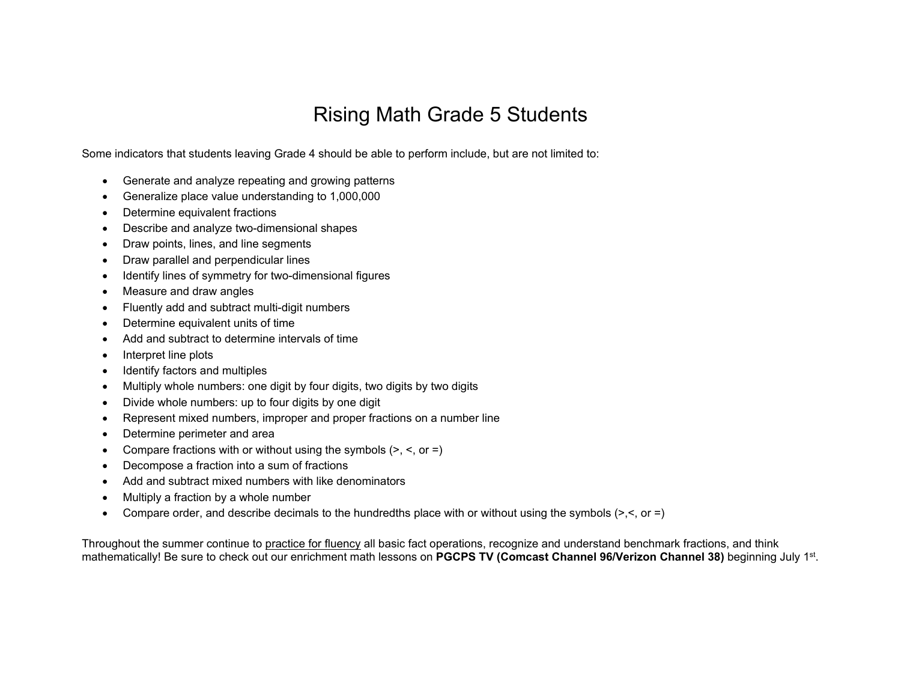# Rising Math Grade 5 Students

Some indicators that students leaving Grade 4 should be able to perform include, but are not limited to:

- Generate and analyze repeating and growing patterns
- Generalize place value understanding to 1,000,000
- Determine equivalent fractions
- Describe and analyze two-dimensional shapes
- Draw points, lines, and line segments
- Draw parallel and perpendicular lines
- Identify lines of symmetry for two-dimensional figures
- Measure and draw angles
- Fluently add and subtract multi-digit numbers
- Determine equivalent units of time
- Add and subtract to determine intervals of time
- Interpret line plots
- Identify factors and multiples
- Multiply whole numbers: one digit by four digits, two digits by two digits
- Divide whole numbers: up to four digits by one digit
- Represent mixed numbers, improper and proper fractions on a number line
- Determine perimeter and area
- Compare fractions with or without using the symbols (>, <, or =)
- Decompose a fraction into a sum of fractions
- Add and subtract mixed numbers with like denominators
- Multiply a fraction by a whole number
- Compare order, and describe decimals to the hundredths place with or without using the symbols (>,<, or =)

Throughout the summer continue to practice for fluency all basic fact operations, recognize and understand benchmark fractions, and think mathematically! Be sure to check out our enrichment math lessons on **PGCPS TV (Comcast Channel 96/Verizon Channel 38)** beginning July 1st.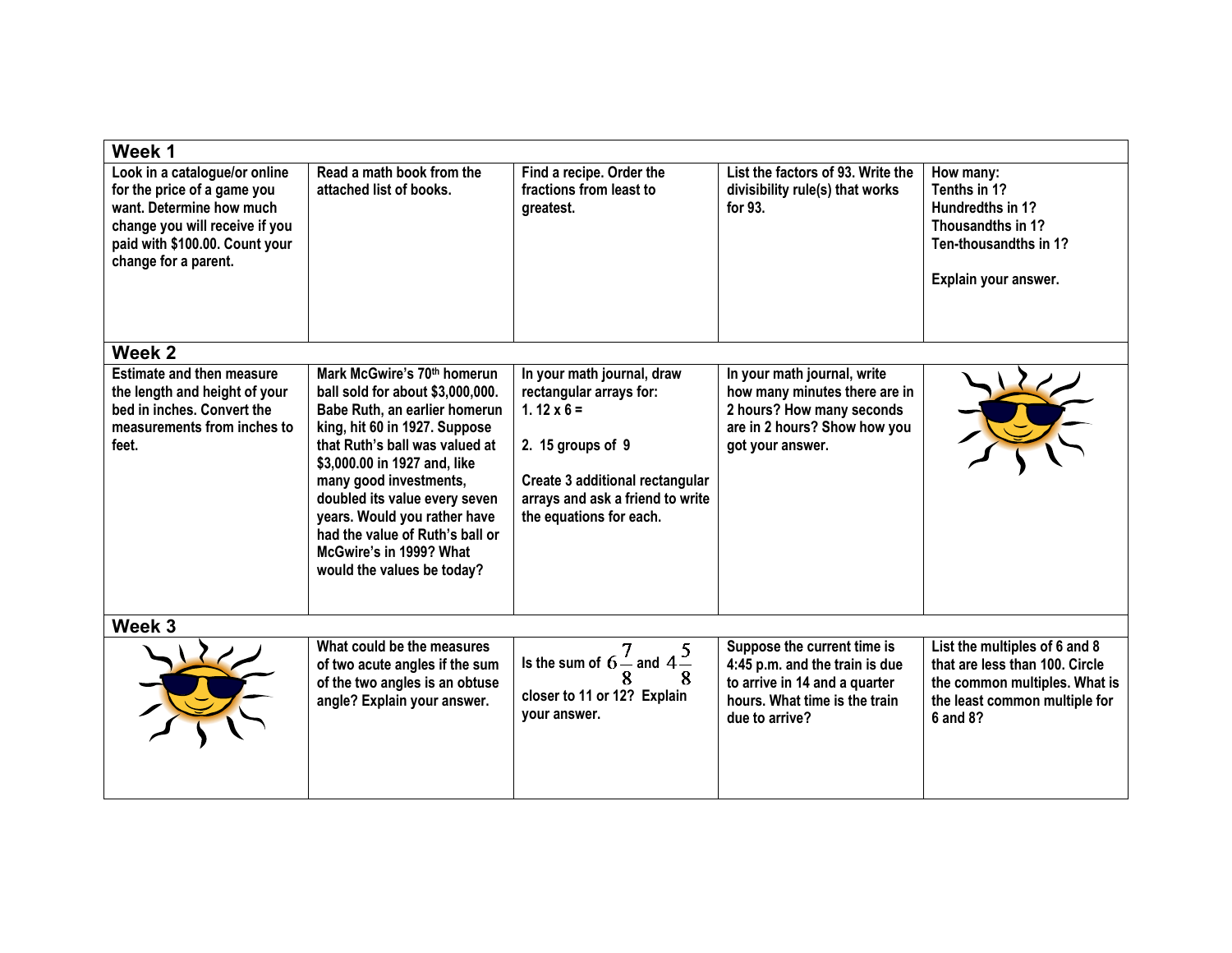| Week 1 | | | | |
|---|---|---|---|---|
| **Look in a catalogue/or online for the price of a game you want. Determine how much change you will receive if you paid with $100.00. Count your change for a parent.** | **Read a math book from the attached list of books.** | **Find a recipe. Order the fractions from least to greatest.** | **List the factors of 93. Write the divisibility rule(s) that works for 93.** | **How many:<br>Tenths in 1?<br>Hundredths in 1?<br>Thousandths in 1?<br>Ten-thousandths in 1?<br><br>Explain your answer.** |
| **Week 2** | | | | |
| **Estimate and then measure the length and height of your bed in inches. Convert the measurements from inches to feet.** | **Mark McGwire's 70th homerun ball sold for about $3,000,000. Babe Ruth, an earlier homerun king, hit 60 in 1927. Suppose that Ruth's ball was valued at $3,000.00 in 1927 and, like many good investments, doubled its value every seven years. Would you rather have had the value of Ruth's ball or McGwire's in 1999? What would the values be today?** | **In your math journal, draw rectangular arrays for:<br>1. 12 x 6 =<br><br>2. 15 groups of 9<br><br>Create 3 additional rectangular arrays and ask a friend to write the equations for each.** | **In your math journal, write how many minutes there are in 2 hours? How many seconds are in 2 hours? Show how you got your answer.** | |
| **Week 3** | | | | |
| | **What could be the measures of two acute angles if the sum of the two angles is an obtuse angle? Explain your answer.** | **Is the sum of $6\frac{7}{8}$ and $4\frac{5}{8}$ closer to 11 or 12? Explain your answer.** | **Suppose the current time is 4:45 p.m. and the train is due to arrive in 14 and a quarter hours. What time is the train due to arrive?** | **List the multiples of 6 and 8 that are less than 100. Circle the common multiples. What is the least common multiple for 6 and 8?** |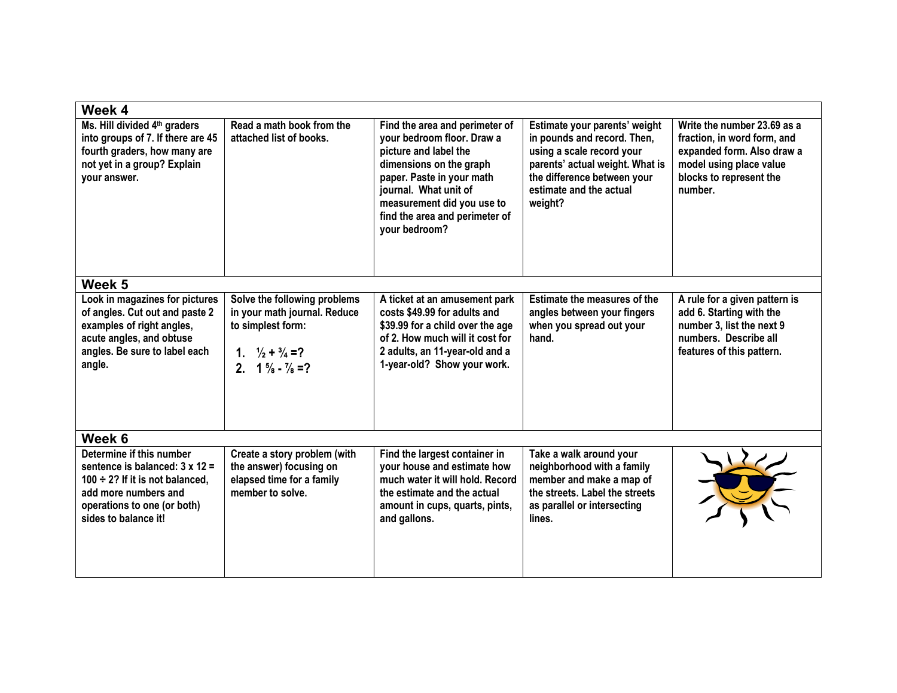| Week 4 | | | | |
|---|---|---|---|---|
| Ms. Hill divided 4th graders into groups of 7. If there are 45 fourth graders, how many are not yet in a group? Explain your answer. | Read a math book from the attached list of books. | Find the area and perimeter of your bedroom floor. Draw a picture and label the dimensions on the graph paper. Paste in your math journal. What unit of measurement did you use to find the area and perimeter of your bedroom? | Estimate your parents' weight in pounds and record. Then, using a scale record your parents' actual weight. What is the difference between your estimate and the actual weight? | Write the number 23.69 as a fraction, in word form, and expanded form. Also draw a model using place value blocks to represent the number. |
| **Week 5** | | | | |
| Look in magazines for pictures of angles. Cut out and paste 2 examples of right angles, acute angles, and obtuse angles. Be sure to label each angle. | Solve the following problems in your math journal. Reduce to simplest form: 1. $\frac{1}{2} + \frac{3}{4} = ?$ 2. $1\frac{5}{8} - \frac{7}{8} = ?$ | A ticket at an amusement park costs $49.99 for adults and $39.99 for a child over the age of 2. How much will it cost for 2 adults, an 11-year-old and a 1-year-old? Show your work. | Estimate the measures of the angles between your fingers when you spread out your hand. | A rule for a given pattern is add 6. Starting with the number 3, list the next 9 numbers. Describe all features of this pattern. |
| **Week 6** | | | | |
| Determine if this number sentence is balanced: 3 x 12 = 100 ÷ 2? If it is not balanced, add more numbers and operations to one (or both) sides to balance it! | Create a story problem (with the answer) focusing on elapsed time for a family member to solve. | Find the largest container in your house and estimate how much water it will hold. Record the estimate and the actual amount in cups, quarts, pints, and gallons. | Take a walk around your neighborhood with a family member and make a map of the streets. Label the streets as parallel or intersecting lines. | |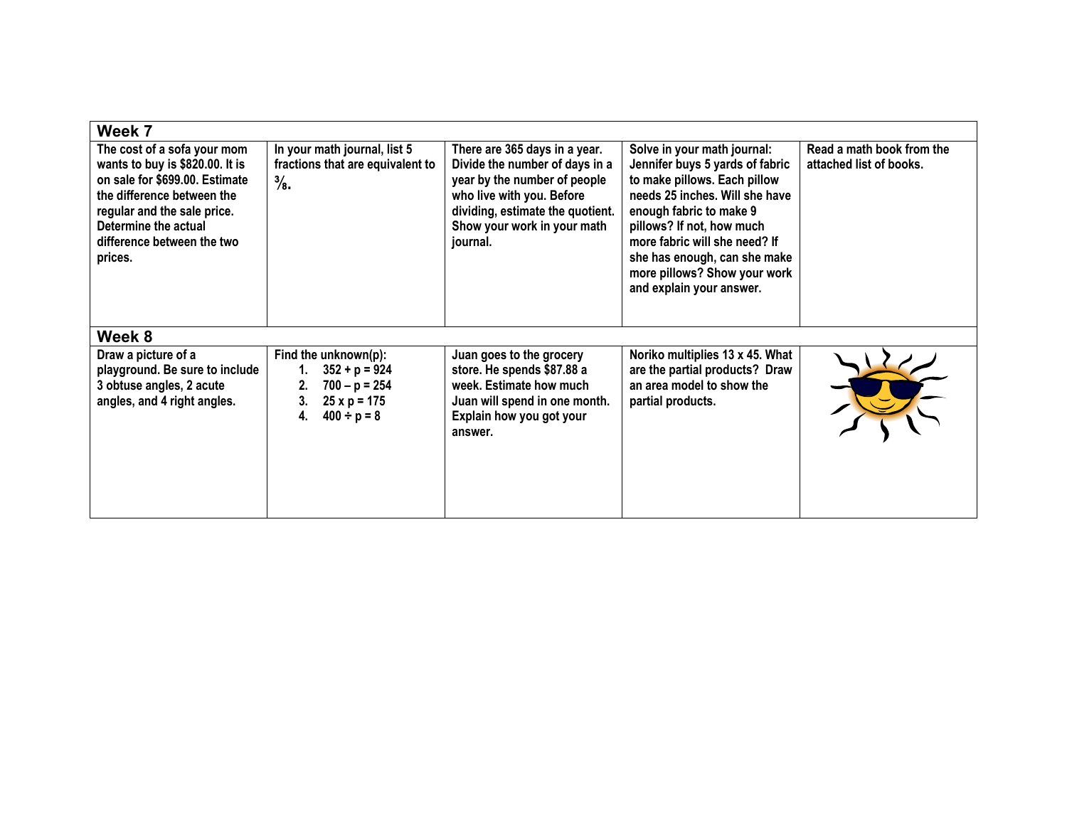| Week 7 | | | | |
|---|---|---|---|---|
| **The cost of a sofa your mom wants to buy is $820.00. It is on sale for $699.00. Estimate the difference between the regular and the sale price. Determine the actual difference between the two prices.** | **In your math journal, list 5 fractions that are equivalent to $\frac{3}{8}$.** | **There are 365 days in a year. Divide the number of days in a year by the number of people who live with you. Before dividing, estimate the quotient. Show your work in your math journal.** | **Solve in your math journal: Jennifer buys 5 yards of fabric to make pillows. Each pillow needs 25 inches. Will she have enough fabric to make 9 pillows? If not, how much more fabric will she need? If she has enough, can she make more pillows? Show your work and explain your answer.** | **Read a math book from the attached list of books.** |
| **Week 8** | | | | |
| **Draw a picture of a playground. Be sure to include 3 obtuse angles, 2 acute angles, and 4 right angles.** | **Find the unknown(p):**<br>1. $352 + p = 924$<br>2. $700 - p = 254$<br>3. $25 \times p = 175$<br>4. $400 \div p = 8$ | **Juan goes to the grocery store. He spends $87.88 a week. Estimate how much Juan will spend in one month. Explain how you got your answer.** | **Noriko multiplies 13 x 45. What are the partial products? Draw an area model to show the partial products.** | |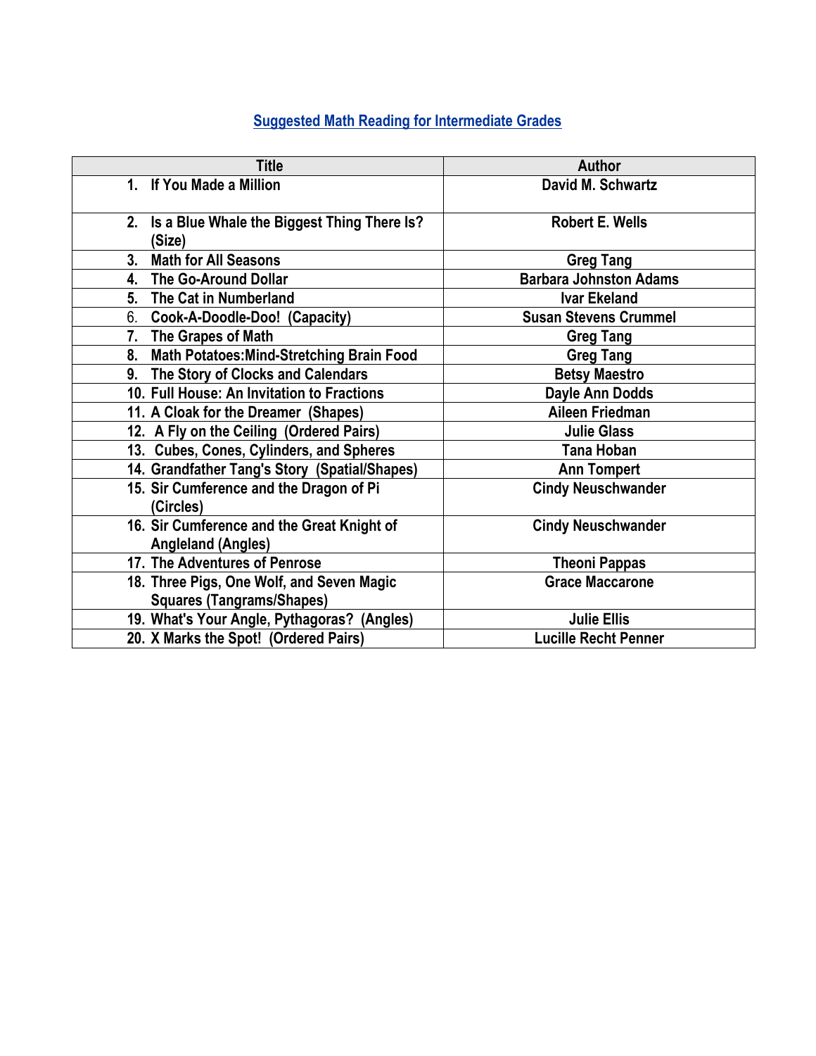## Suggested Math Reading for Intermediate Grades

| Title | Author |
|---|---|
| 1. If You Made a Million | David M. Schwartz |
| 2. Is a Blue Whale the Biggest Thing There Is? (Size) | Robert E. Wells |
| 3. Math for All Seasons | Greg Tang |
| 4. The Go-Around Dollar | Barbara Johnston Adams |
| 5. The Cat in Numberland | Ivar Ekeland |
| 6. Cook-A-Doodle-Doo! (Capacity) | Susan Stevens Crummel |
| 7. The Grapes of Math | Greg Tang |
| 8. Math Potatoes:Mind-Stretching Brain Food | Greg Tang |
| 9. The Story of Clocks and Calendars | Betsy Maestro |
| 10. Full House: An Invitation to Fractions | Dayle Ann Dodds |
| 11. A Cloak for the Dreamer (Shapes) | Aileen Friedman |
| 12. A Fly on the Ceiling (Ordered Pairs) | Julie Glass |
| 13. Cubes, Cones, Cylinders, and Spheres | Tana Hoban |
| 14. Grandfather Tang's Story (Spatial/Shapes) | Ann Tompert |
| 15. Sir Cumference and the Dragon of Pi (Circles) | Cindy Neuschwander |
| 16. Sir Cumference and the Great Knight of Angleland (Angles) | Cindy Neuschwander |
| 17. The Adventures of Penrose | Theoni Pappas |
| 18. Three Pigs, One Wolf, and Seven Magic Squares (Tangrams/Shapes) | Grace Maccarone |
| 19. What's Your Angle, Pythagoras? (Angles) | Julie Ellis |
| 20. X Marks the Spot! (Ordered Pairs) | Lucille Recht Penner |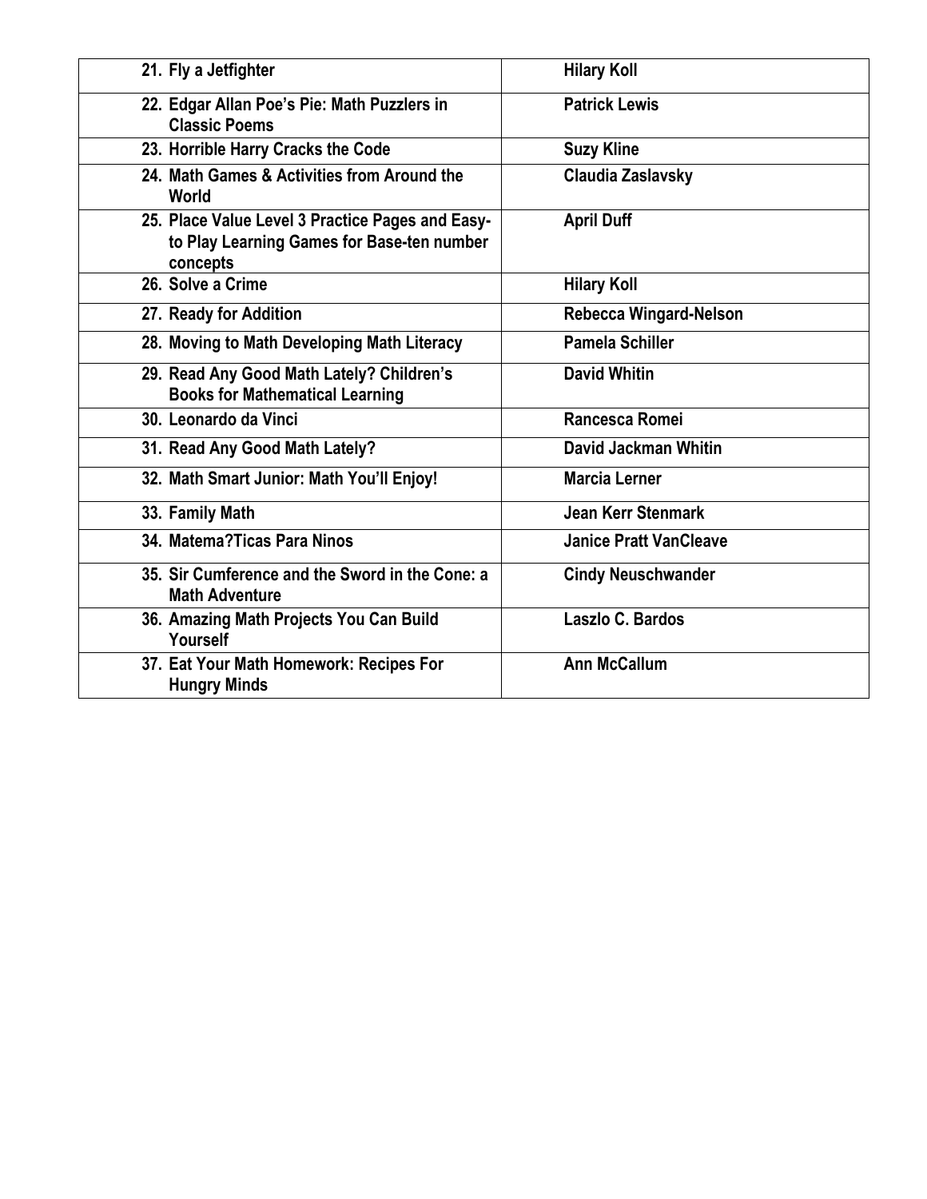| | |
|---|---|
| **21. Fly a Jetfighter** | **Hilary Koll** |
| **22. Edgar Allan Poe's Pie: Math Puzzlers in Classic Poems** | **Patrick Lewis** |
| **23. Horrible Harry Cracks the Code** | **Suzy Kline** |
| **24. Math Games & Activities from Around the World** | **Claudia Zaslavsky** |
| **25. Place Value Level 3 Practice Pages and Easy-to Play Learning Games for Base-ten number concepts** | **April Duff** |
| **26. Solve a Crime** | **Hilary Koll** |
| **27. Ready for Addition** | **Rebecca Wingard-Nelson** |
| **28. Moving to Math Developing Math Literacy** | **Pamela Schiller** |
| **29. Read Any Good Math Lately? Children's Books for Mathematical Learning** | **David Whitin** |
| **30. Leonardo da Vinci** | **Rancesca Romei** |
| **31. Read Any Good Math Lately?** | **David Jackman Whitin** |
| **32. Math Smart Junior: Math You'll Enjoy!** | **Marcia Lerner** |
| **33. Family Math** | **Jean Kerr Stenmark** |
| **34. Matema?Ticas Para Ninos** | **Janice Pratt VanCleave** |
| **35. Sir Cumference and the Sword in the Cone: a Math Adventure** | **Cindy Neuschwander** |
| **36. Amazing Math Projects You Can Build Yourself** | **Laszlo C. Bardos** |
| **37. Eat Your Math Homework: Recipes For Hungry Minds** | **Ann McCallum** |